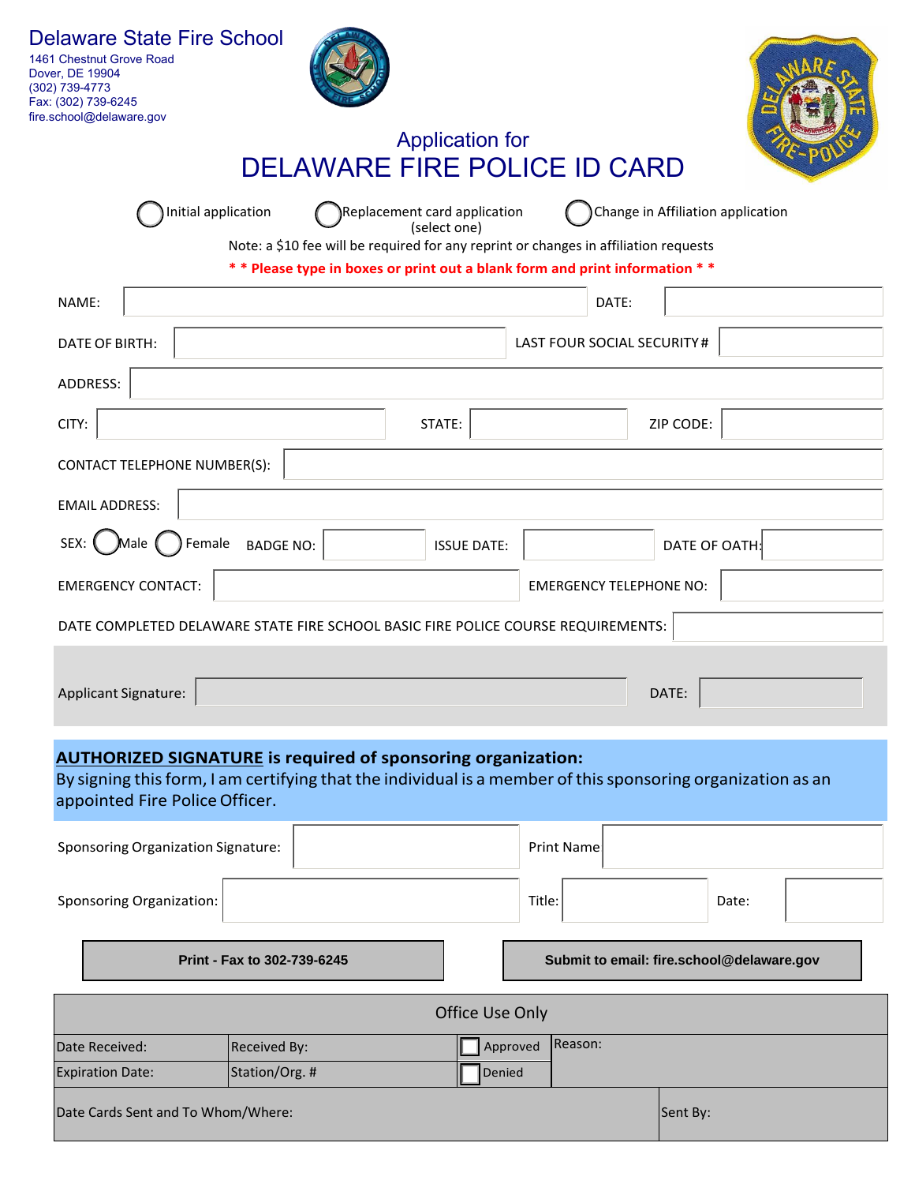# Delaware State Fire School

1461 Chestnut Grove Road
Dover, DE 19904
(302) 739-4773
Fax: (302) 739-6245
fire.school@delaware.gov

## Application for
# DELAWARE FIRE POLICE ID CARD

◯ Initial application ◯ Replacement card application ◯ Change in Affiliation application
(select one)

Note: a $10 fee will be required for any reprint or changes in affiliation requests

**\* \* Please type in boxes or print out a blank form and print information \* \***

NAME: ____________________ DATE: __________

DATE OF BIRTH: __________ LAST FOUR SOCIAL SECURITY # __________

ADDRESS: ____________________

CITY: __________ STATE: __________ ZIP CODE: __________

CONTACT TELEPHONE NUMBER(S): ____________________

EMAIL ADDRESS: ____________________

SEX: ◯ Male ◯ Female BADGE NO: __________ ISSUE DATE: __________ DATE OF OATH: __________

EMERGENCY CONTACT: __________ EMERGENCY TELEPHONE NO: __________

DATE COMPLETED DELAWARE STATE FIRE SCHOOL BASIC FIRE POLICE COURSE REQUIREMENTS: __________

Applicant Signature: ____________________ DATE: __________

**AUTHORIZED SIGNATURE is required of sponsoring organization:**
By signing this form, I am certifying that the individual is a member of this sponsoring organization as an appointed Fire Police Officer.

Sponsoring Organization Signature: __________ Print Name __________

Sponsoring Organization: __________ Title: __________ Date: __________

**Print - Fax to 302-739-6245** **Submit to email: fire.school@delaware.gov**

| Office Use Only | | | |
|---|---|---|---|
| Date Received: | Received By: | ☐ Approved | Reason: |
| Expiration Date: | Station/Org. # | ☐ Denied | |
| Date Cards Sent and To Whom/Where: | | | Sent By: |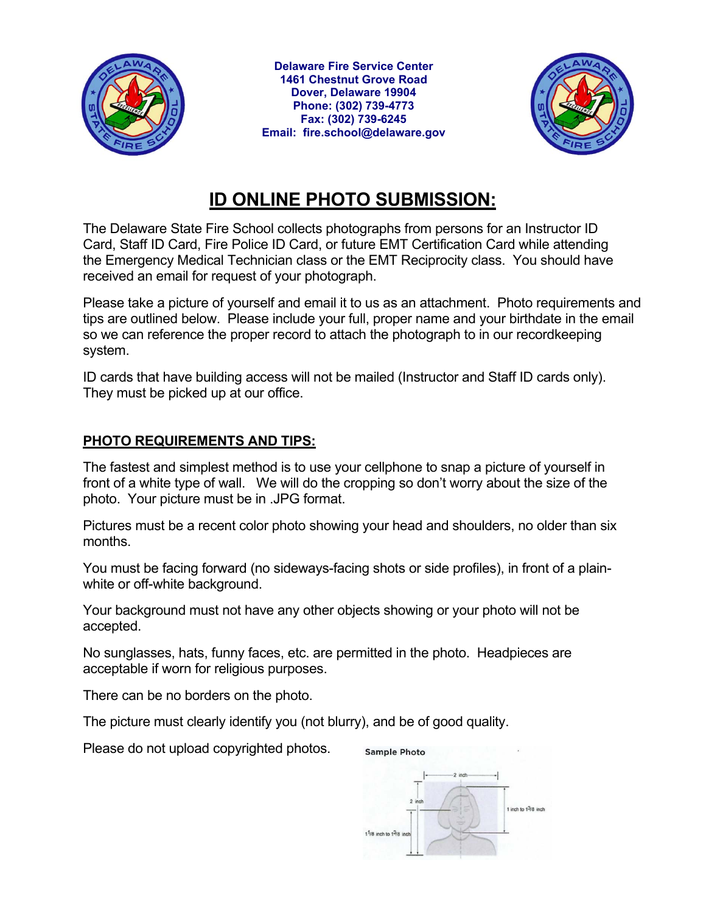Delaware Fire Service Center
1461 Chestnut Grove Road
Dover, Delaware 19904
Phone: (302) 739-4773
Fax: (302) 739-6245
Email: fire.school@delaware.gov

# ID ONLINE PHOTO SUBMISSION:

The Delaware State Fire School collects photographs from persons for an Instructor ID Card, Staff ID Card, Fire Police ID Card, or future EMT Certification Card while attending the Emergency Medical Technician class or the EMT Reciprocity class. You should have received an email for request of your photograph.

Please take a picture of yourself and email it to us as an attachment. Photo requirements and tips are outlined below. Please include your full, proper name and your birthdate in the email so we can reference the proper record to attach the photograph to in our recordkeeping system.

ID cards that have building access will not be mailed (Instructor and Staff ID cards only). They must be picked up at our office.

## PHOTO REQUIREMENTS AND TIPS:

The fastest and simplest method is to use your cellphone to snap a picture of yourself in front of a white type of wall. We will do the cropping so don't worry about the size of the photo. Your picture must be in .JPG format.

Pictures must be a recent color photo showing your head and shoulders, no older than six months.

You must be facing forward (no sideways-facing shots or side profiles), in front of a plain-white or off-white background.

Your background must not have any other objects showing or your photo will not be accepted.

No sunglasses, hats, funny faces, etc. are permitted in the photo. Headpieces are acceptable if worn for religious purposes.

There can be no borders on the photo.

The picture must clearly identify you (not blurry), and be of good quality.

Please do not upload copyrighted photos.

Sample Photo

2 inch

2 inch

1 inch to 1 3/8 inch

1 1/8 inch to 1 3/8 inch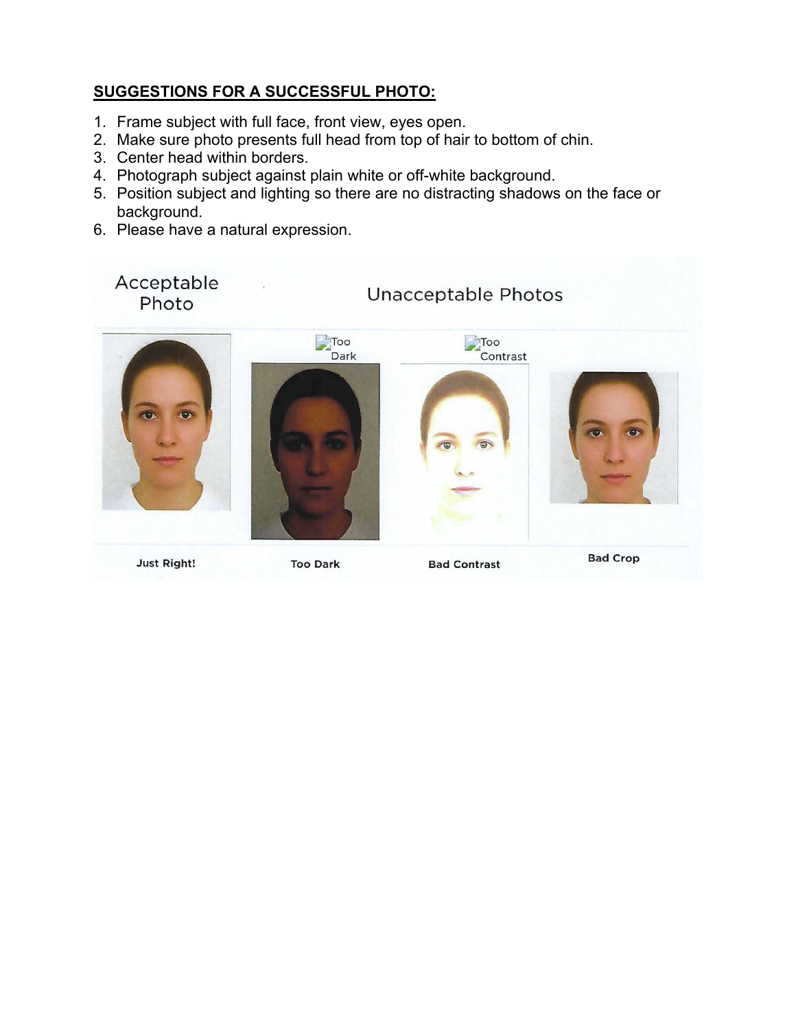## SUGGESTIONS FOR A SUCCESSFUL PHOTO:

1. Frame subject with full face, front view, eyes open.
2. Make sure photo presents full head from top of hair to bottom of chin.
3. Center head within borders.
4. Photograph subject against plain white or off-white background.
5. Position subject and lighting so there are no distracting shadows on the face or background.
6. Please have a natural expression.

Acceptable Photo

Unacceptable Photos

Too Dark

Too Contrast

Just Right!

Too Dark

Bad Contrast

Bad Crop